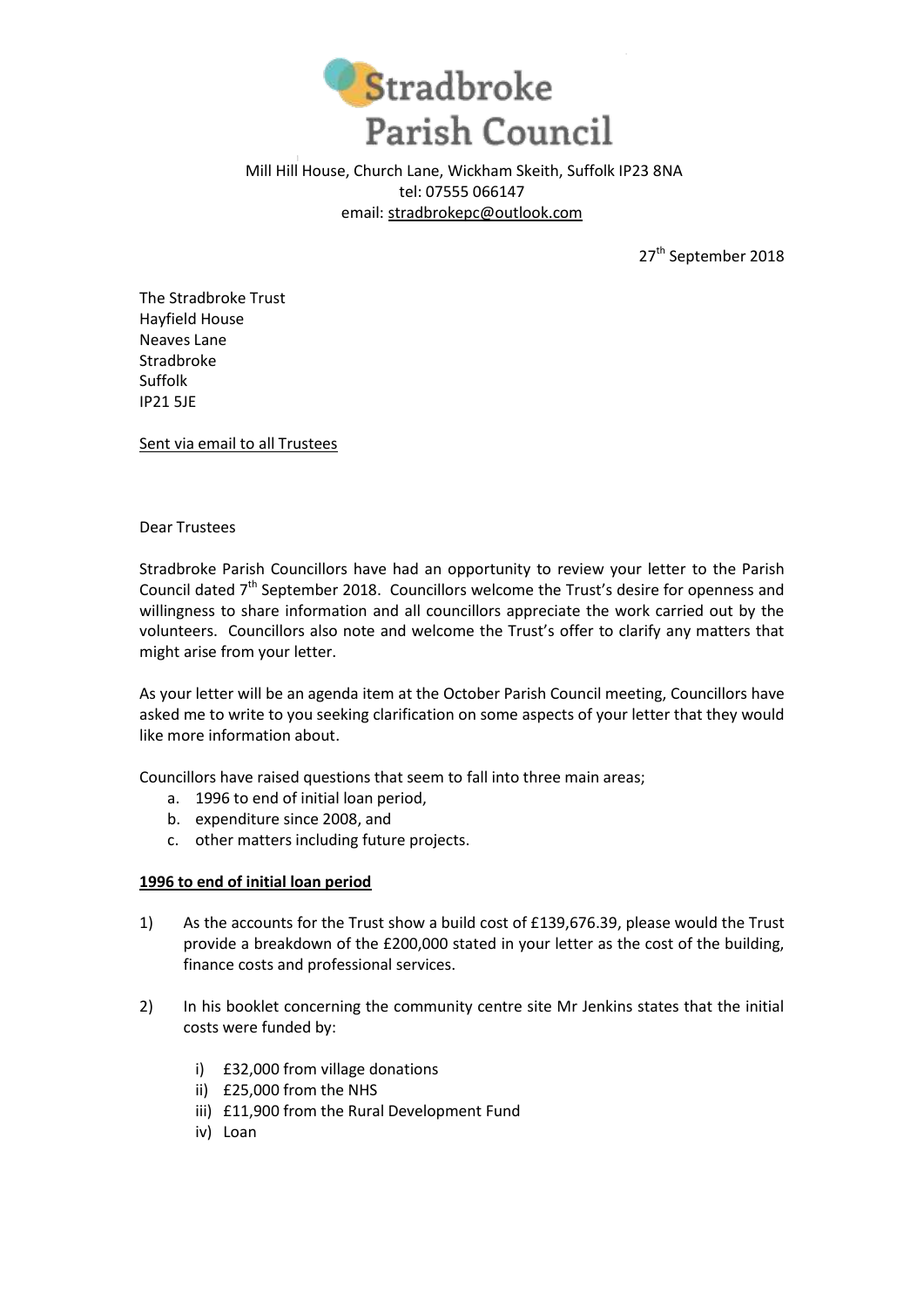# Stradbroke Parish Council

Mill Hill House, Church Lane, Wickham Skeith, Suffolk IP23 8NA
tel: 07555 066147
email: stradbrokepc@outlook.com

27th September 2018

The Stradbroke Trust
Hayfield House
Neaves Lane
Stradbroke
Suffolk
IP21 5JE

Sent via email to all Trustees

Dear Trustees

Stradbroke Parish Councillors have had an opportunity to review your letter to the Parish Council dated 7th September 2018. Councillors welcome the Trust's desire for openness and willingness to share information and all councillors appreciate the work carried out by the volunteers. Councillors also note and welcome the Trust's offer to clarify any matters that might arise from your letter.

As your letter will be an agenda item at the October Parish Council meeting, Councillors have asked me to write to you seeking clarification on some aspects of your letter that they would like more information about.

Councillors have raised questions that seem to fall into three main areas;

a. 1996 to end of initial loan period,
b. expenditure since 2008, and
c. other matters including future projects.

**1996 to end of initial loan period**

1) As the accounts for the Trust show a build cost of £139,676.39, please would the Trust provide a breakdown of the £200,000 stated in your letter as the cost of the building, finance costs and professional services.

2) In his booklet concerning the community centre site Mr Jenkins states that the initial costs were funded by:

   i) £32,000 from village donations
   ii) £25,000 from the NHS
   iii) £11,900 from the Rural Development Fund
   iv) Loan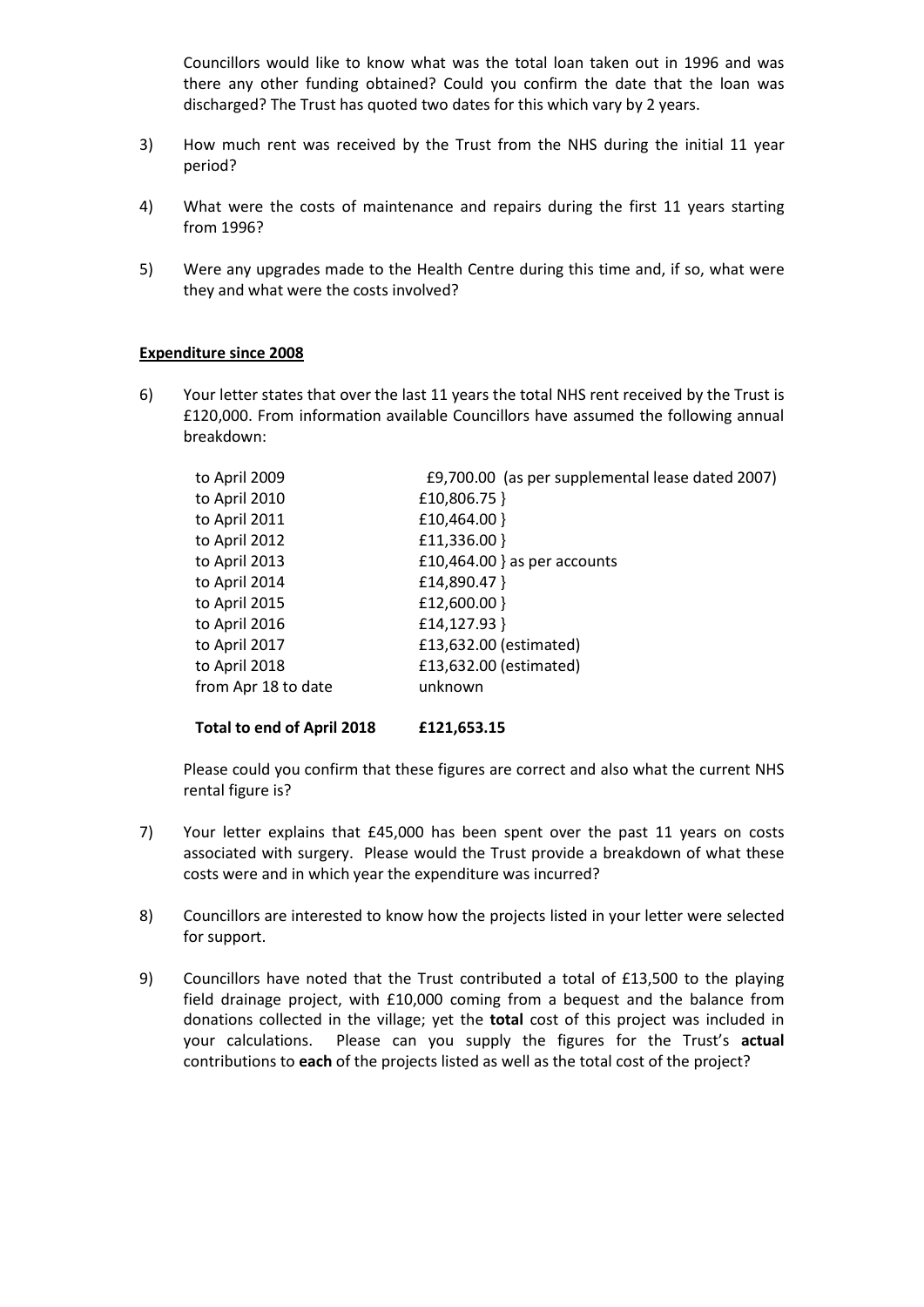Councillors would like to know what was the total loan taken out in 1996 and was there any other funding obtained? Could you confirm the date that the loan was discharged? The Trust has quoted two dates for this which vary by 2 years.

3) How much rent was received by the Trust from the NHS during the initial 11 year period?

4) What were the costs of maintenance and repairs during the first 11 years starting from 1996?

5) Were any upgrades made to the Health Centre during this time and, if so, what were they and what were the costs involved?

**Expenditure since 2008**

6) Your letter states that over the last 11 years the total NHS rent received by the Trust is £120,000. From information available Councillors have assumed the following annual breakdown:

| | |
|---|---|
| to April 2009 | £9,700.00 (as per supplemental lease dated 2007) |
| to April 2010 | £10,806.75 } |
| to April 2011 | £10,464.00 } |
| to April 2012 | £11,336.00 } |
| to April 2013 | £10,464.00 } as per accounts |
| to April 2014 | £14,890.47 } |
| to April 2015 | £12,600.00 } |
| to April 2016 | £14,127.93 } |
| to April 2017 | £13,632.00 (estimated) |
| to April 2018 | £13,632.00 (estimated) |
| from Apr 18 to date | unknown |
| **Total to end of April 2018** | **£121,653.15** |

Please could you confirm that these figures are correct and also what the current NHS rental figure is?

7) Your letter explains that £45,000 has been spent over the past 11 years on costs associated with surgery. Please would the Trust provide a breakdown of what these costs were and in which year the expenditure was incurred?

8) Councillors are interested to know how the projects listed in your letter were selected for support.

9) Councillors have noted that the Trust contributed a total of £13,500 to the playing field drainage project, with £10,000 coming from a bequest and the balance from donations collected in the village; yet the **total** cost of this project was included in your calculations. Please can you supply the figures for the Trust's **actual** contributions to **each** of the projects listed as well as the total cost of the project?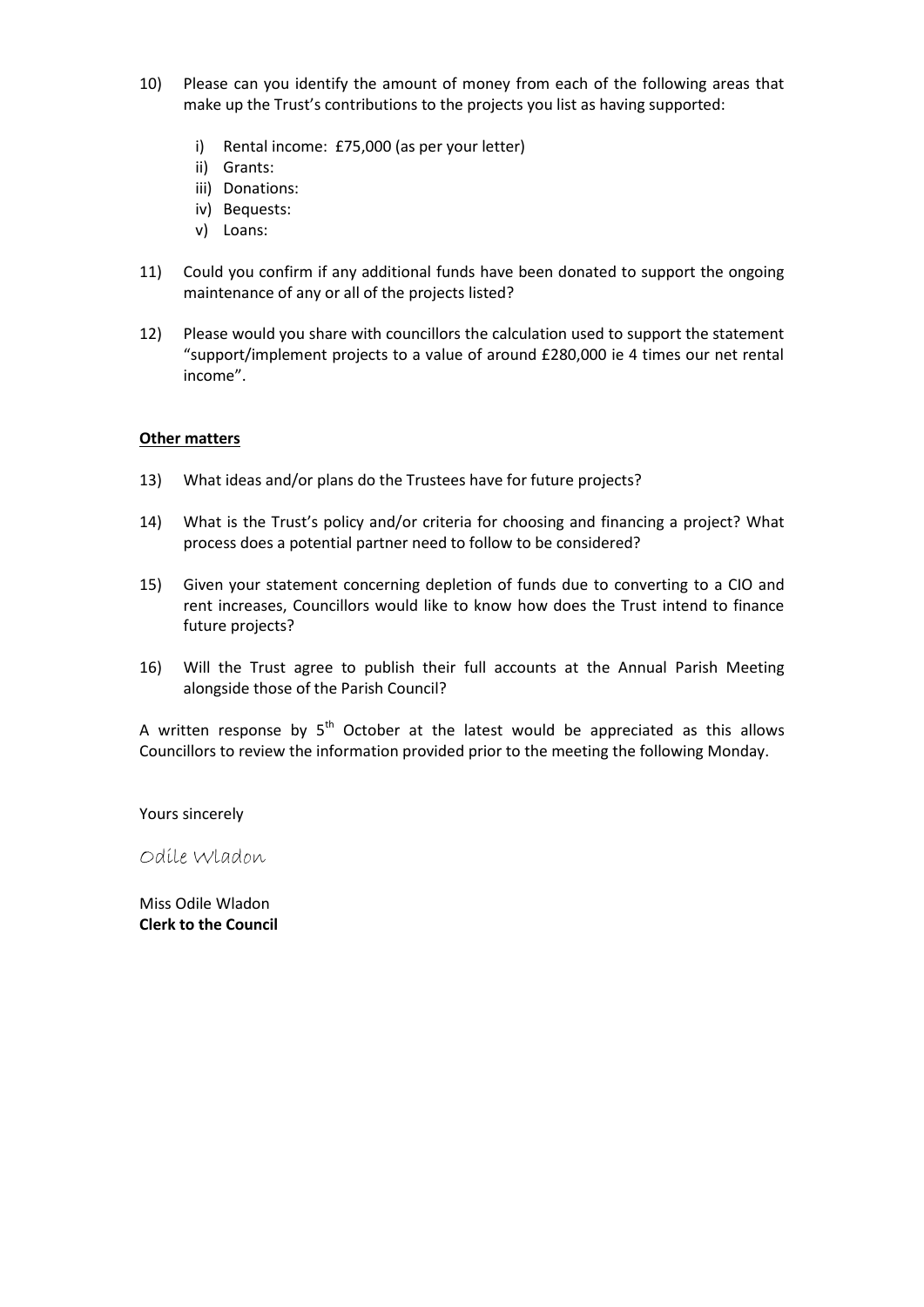10) Please can you identify the amount of money from each of the following areas that make up the Trust's contributions to the projects you list as having supported:

    i) Rental income: £75,000 (as per your letter)
    ii) Grants:
    iii) Donations:
    iv) Bequests:
    v) Loans:

11) Could you confirm if any additional funds have been donated to support the ongoing maintenance of any or all of the projects listed?

12) Please would you share with councillors the calculation used to support the statement "support/implement projects to a value of around £280,000 ie 4 times our net rental income".

**Other matters**

13) What ideas and/or plans do the Trustees have for future projects?

14) What is the Trust's policy and/or criteria for choosing and financing a project? What process does a potential partner need to follow to be considered?

15) Given your statement concerning depletion of funds due to converting to a CIO and rent increases, Councillors would like to know how does the Trust intend to finance future projects?

16) Will the Trust agree to publish their full accounts at the Annual Parish Meeting alongside those of the Parish Council?

A written response by 5th October at the latest would be appreciated as this allows Councillors to review the information provided prior to the meeting the following Monday.

Yours sincerely

*Odile Wladon*

Miss Odile Wladon
**Clerk to the Council**